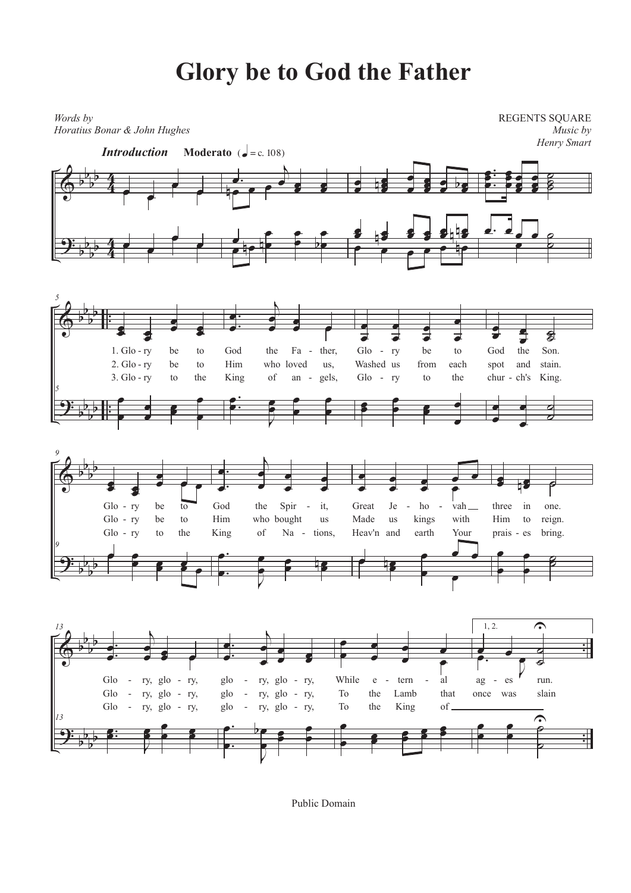# Glory be to God the Father

*Words by*
*Horatius Bonar & John Hughes*

REGENTS SQUARE
*Music by*
*Henry Smart*

***Introduction*** **Moderato** (♩ = c. 108)

1. Glo - ry be to God the Fa - ther, Glo - ry be to God the Son.
2. Glo - ry be to Him who loved us, Washed us from each spot and stain.
3. Glo - ry to the King of an - gels, Glo - ry to the chur - ch's King.

Glo - ry be to God the Spir - it, Great Je - ho - vah three in one.
Glo - ry be to Him who bought us Made us kings with Him to reign.
Glo - ry to the King of Na - tions, Heav'n and earth Your prais - es bring.

Glo - ry, glo - ry, glo - ry, glo - ry, While e - tern - al ag - es run.
Glo - ry, glo - ry, glo - ry, glo - ry, To the Lamb that once was slain
Glo - ry, glo - ry, glo - ry, glo - ry, To the King of

Public Domain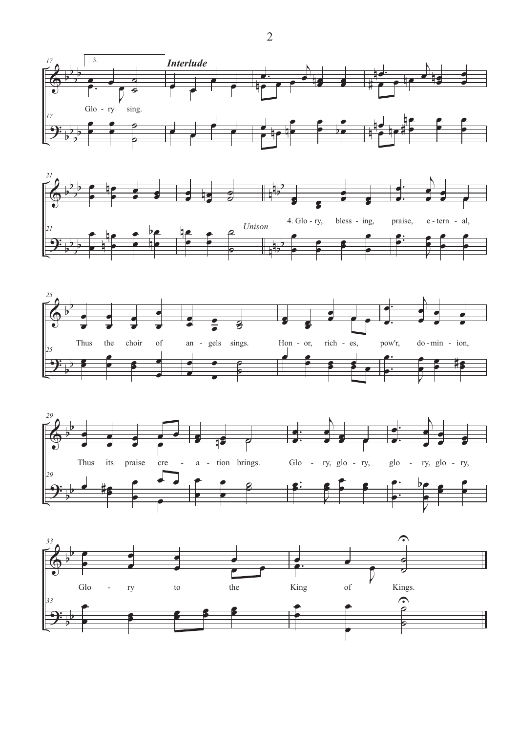3. Glo - ry sing.

*Interlude*

*Unison*

4. Glo - ry, bless - ing, praise, e - tern - al,

Thus the choir of an - gels sings.

Hon - or, rich - es, pow'r, do - min - ion,

Thus its praise cre - a - tion brings.

Glo - ry, glo - ry, glo - ry, glo - ry,

Glo - ry to the King of Kings.